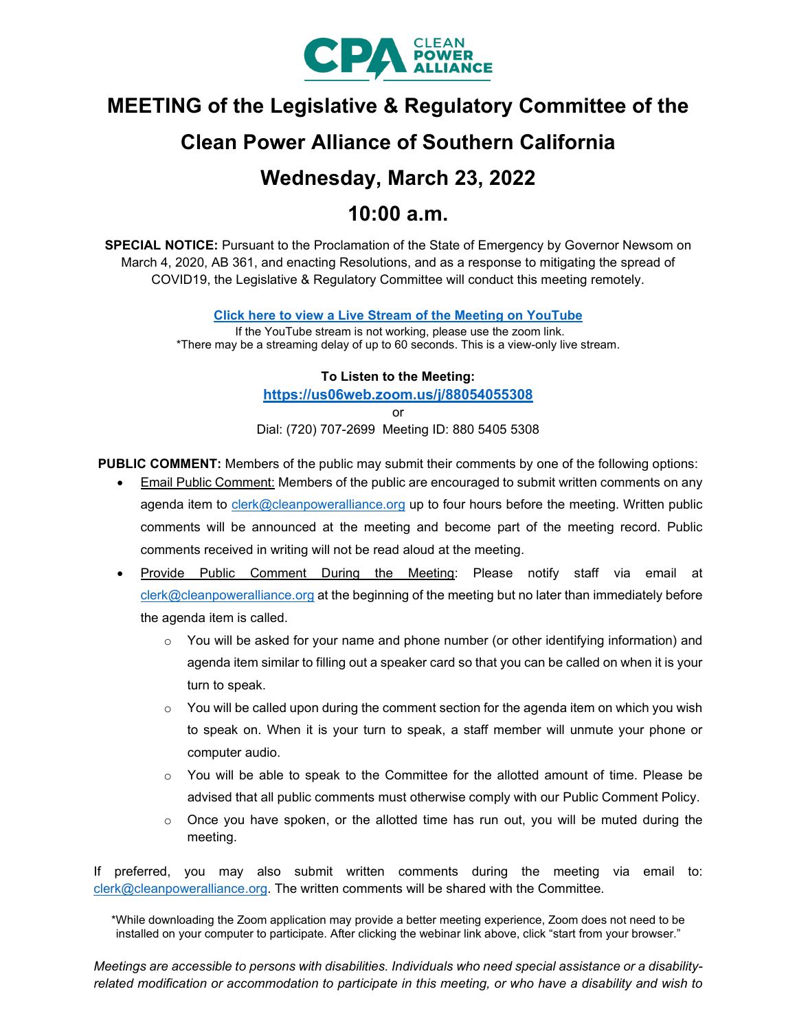# MEETING of the Legislative & Regulatory Committee of the Clean Power Alliance of Southern California

# Wednesday, March 23, 2022

# 10:00 a.m.

**SPECIAL NOTICE:** Pursuant to the Proclamation of the State of Emergency by Governor Newsom on March 4, 2020, AB 361, and enacting Resolutions, and as a response to mitigating the spread of COVID19, the Legislative & Regulatory Committee will conduct this meeting remotely.

**Click here to view a Live Stream of the Meeting on YouTube**

If the YouTube stream is not working, please use the zoom link.
*There may be a streaming delay of up to 60 seconds. This is a view-only live stream.

**To Listen to the Meeting:**

**https://us06web.zoom.us/j/88054055308**

or

Dial: (720) 707-2699 Meeting ID: 880 5405 5308

**PUBLIC COMMENT:** Members of the public may submit their comments by one of the following options:

- Email Public Comment: Members of the public are encouraged to submit written comments on any agenda item to clerk@cleanpoweralliance.org up to four hours before the meeting. Written public comments will be announced at the meeting and become part of the meeting record. Public comments received in writing will not be read aloud at the meeting.
- Provide Public Comment During the Meeting: Please notify staff via email at clerk@cleanpoweralliance.org at the beginning of the meeting but no later than immediately before the agenda item is called.
  - You will be asked for your name and phone number (or other identifying information) and agenda item similar to filling out a speaker card so that you can be called on when it is your turn to speak.
  - You will be called upon during the comment section for the agenda item on which you wish to speak on. When it is your turn to speak, a staff member will unmute your phone or computer audio.
  - You will be able to speak to the Committee for the allotted amount of time. Please be advised that all public comments must otherwise comply with our Public Comment Policy.
  - Once you have spoken, or the allotted time has run out, you will be muted during the meeting.

If preferred, you may also submit written comments during the meeting via email to: clerk@cleanpoweralliance.org. The written comments will be shared with the Committee.

*While downloading the Zoom application may provide a better meeting experience, Zoom does not need to be installed on your computer to participate. After clicking the webinar link above, click "start from your browser."

*Meetings are accessible to persons with disabilities. Individuals who need special assistance or a disability-related modification or accommodation to participate in this meeting, or who have a disability and wish to*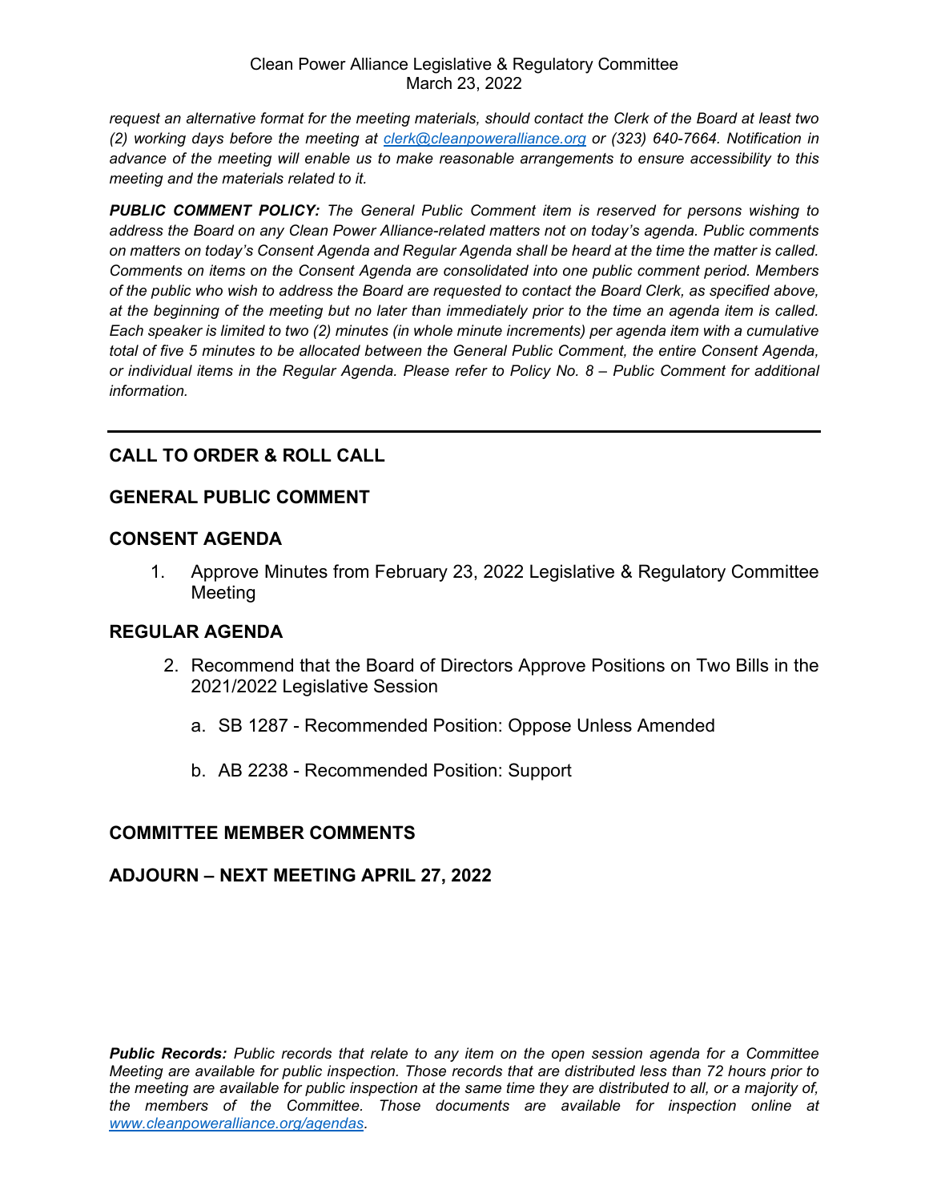*request an alternative format for the meeting materials, should contact the Clerk of the Board at least two (2) working days before the meeting at [clerk@cleanpoweralliance.org](mailto:clerk@cleanpoweralliance.org) or (323) 640-7664. Notification in advance of the meeting will enable us to make reasonable arrangements to ensure accessibility to this meeting and the materials related to it.*

***PUBLIC COMMENT POLICY:*** *The General Public Comment item is reserved for persons wishing to address the Board on any Clean Power Alliance-related matters not on today's agenda. Public comments on matters on today's Consent Agenda and Regular Agenda shall be heard at the time the matter is called. Comments on items on the Consent Agenda are consolidated into one public comment period. Members of the public who wish to address the Board are requested to contact the Board Clerk, as specified above, at the beginning of the meeting but no later than immediately prior to the time an agenda item is called. Each speaker is limited to two (2) minutes (in whole minute increments) per agenda item with a cumulative total of five 5 minutes to be allocated between the General Public Comment, the entire Consent Agenda, or individual items in the Regular Agenda. Please refer to Policy No. 8 – Public Comment for additional information.*

---

## CALL TO ORDER & ROLL CALL

## GENERAL PUBLIC COMMENT

## CONSENT AGENDA

1. Approve Minutes from February 23, 2022 Legislative & Regulatory Committee Meeting

## REGULAR AGENDA

2. Recommend that the Board of Directors Approve Positions on Two Bills in the 2021/2022 Legislative Session

   a. SB 1287 - Recommended Position: Oppose Unless Amended

   b. AB 2238 - Recommended Position: Support

## COMMITTEE MEMBER COMMENTS

## ADJOURN – NEXT MEETING APRIL 27, 2022

***Public Records:*** *Public records that relate to any item on the open session agenda for a Committee Meeting are available for public inspection. Those records that are distributed less than 72 hours prior to the meeting are available for public inspection at the same time they are distributed to all, or a majority of, the members of the Committee. Those documents are available for inspection online at [www.cleanpoweralliance.org/agendas](http://www.cleanpoweralliance.org/agendas).*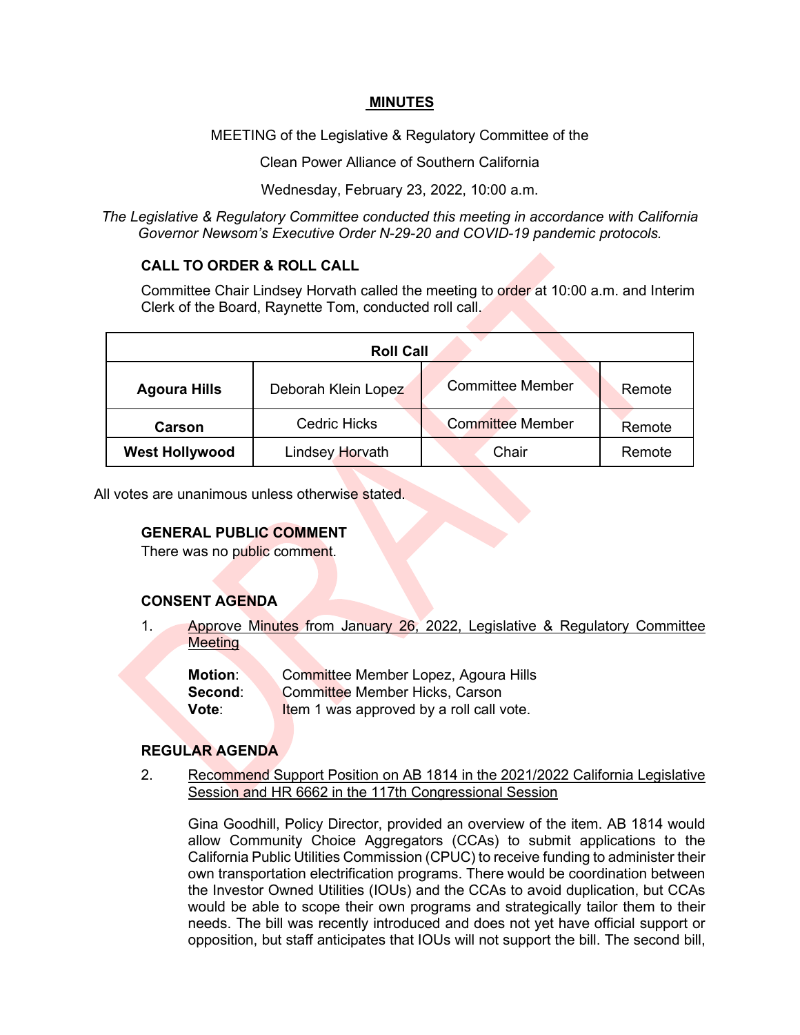**MINUTES**

MEETING of the Legislative & Regulatory Committee of the

Clean Power Alliance of Southern California

Wednesday, February 23, 2022, 10:00 a.m.

*The Legislative & Regulatory Committee conducted this meeting in accordance with California Governor Newsom's Executive Order N-29-20 and COVID-19 pandemic protocols.*

### CALL TO ORDER & ROLL CALL

Committee Chair Lindsey Horvath called the meeting to order at 10:00 a.m. and Interim Clerk of the Board, Raynette Tom, conducted roll call.

| Roll Call | | | |
|---|---|---|---|
| **Agoura Hills** | Deborah Klein Lopez | Committee Member | Remote |
| **Carson** | Cedric Hicks | Committee Member | Remote |
| **West Hollywood** | Lindsey Horvath | Chair | Remote |

All votes are unanimous unless otherwise stated.

### GENERAL PUBLIC COMMENT

There was no public comment.

### CONSENT AGENDA

1. Approve Minutes from January 26, 2022, Legislative & Regulatory Committee Meeting

   **Motion**: Committee Member Lopez, Agoura Hills
   **Second**: Committee Member Hicks, Carson
   **Vote**: Item 1 was approved by a roll call vote.

### REGULAR AGENDA

2. Recommend Support Position on AB 1814 in the 2021/2022 California Legislative Session and HR 6662 in the 117th Congressional Session

   Gina Goodhill, Policy Director, provided an overview of the item. AB 1814 would allow Community Choice Aggregators (CCAs) to submit applications to the California Public Utilities Commission (CPUC) to receive funding to administer their own transportation electrification programs. There would be coordination between the Investor Owned Utilities (IOUs) and the CCAs to avoid duplication, but CCAs would be able to scope their own programs and strategically tailor them to their needs. The bill was recently introduced and does not yet have official support or opposition, but staff anticipates that IOUs will not support the bill. The second bill,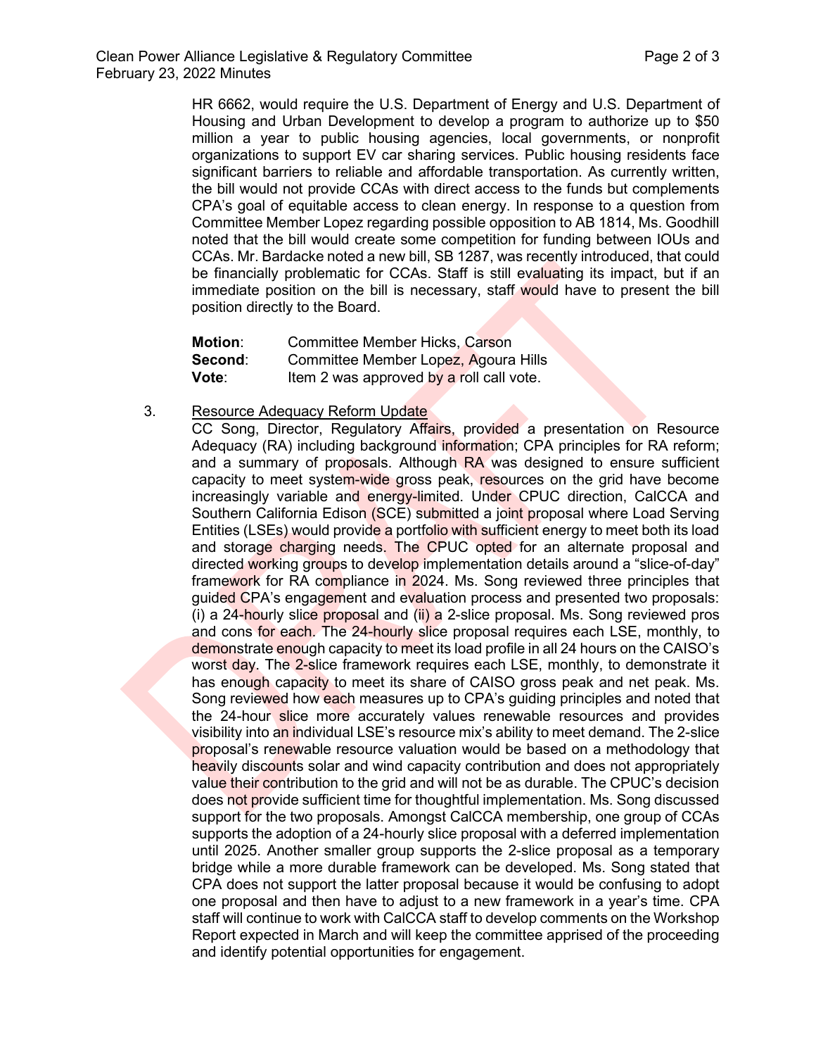HR 6662, would require the U.S. Department of Energy and U.S. Department of Housing and Urban Development to develop a program to authorize up to $50 million a year to public housing agencies, local governments, or nonprofit organizations to support EV car sharing services. Public housing residents face significant barriers to reliable and affordable transportation. As currently written, the bill would not provide CCAs with direct access to the funds but complements CPA's goal of equitable access to clean energy. In response to a question from Committee Member Lopez regarding possible opposition to AB 1814, Ms. Goodhill noted that the bill would create some competition for funding between IOUs and CCAs. Mr. Bardacke noted a new bill, SB 1287, was recently introduced, that could be financially problematic for CCAs. Staff is still evaluating its impact, but if an immediate position on the bill is necessary, staff would have to present the bill position directly to the Board.

**Motion**: Committee Member Hicks, Carson
**Second**: Committee Member Lopez, Agoura Hills
**Vote**: Item 2 was approved by a roll call vote.

3. Resource Adequacy Reform Update

CC Song, Director, Regulatory Affairs, provided a presentation on Resource Adequacy (RA) including background information; CPA principles for RA reform; and a summary of proposals. Although RA was designed to ensure sufficient capacity to meet system-wide gross peak, resources on the grid have become increasingly variable and energy-limited. Under CPUC direction, CalCCA and Southern California Edison (SCE) submitted a joint proposal where Load Serving Entities (LSEs) would provide a portfolio with sufficient energy to meet both its load and storage charging needs. The CPUC opted for an alternate proposal and directed working groups to develop implementation details around a "slice-of-day" framework for RA compliance in 2024. Ms. Song reviewed three principles that guided CPA's engagement and evaluation process and presented two proposals: (i) a 24-hourly slice proposal and (ii) a 2-slice proposal. Ms. Song reviewed pros and cons for each. The 24-hourly slice proposal requires each LSE, monthly, to demonstrate enough capacity to meet its load profile in all 24 hours on the CAISO's worst day. The 2-slice framework requires each LSE, monthly, to demonstrate it has enough capacity to meet its share of CAISO gross peak and net peak. Ms. Song reviewed how each measures up to CPA's guiding principles and noted that the 24-hour slice more accurately values renewable resources and provides visibility into an individual LSE's resource mix's ability to meet demand. The 2-slice proposal's renewable resource valuation would be based on a methodology that heavily discounts solar and wind capacity contribution and does not appropriately value their contribution to the grid and will not be as durable. The CPUC's decision does not provide sufficient time for thoughtful implementation. Ms. Song discussed support for the two proposals. Amongst CalCCA membership, one group of CCAs supports the adoption of a 24-hourly slice proposal with a deferred implementation until 2025. Another smaller group supports the 2-slice proposal as a temporary bridge while a more durable framework can be developed. Ms. Song stated that CPA does not support the latter proposal because it would be confusing to adopt one proposal and then have to adjust to a new framework in a year's time. CPA staff will continue to work with CalCCA staff to develop comments on the Workshop Report expected in March and will keep the committee apprised of the proceeding and identify potential opportunities for engagement.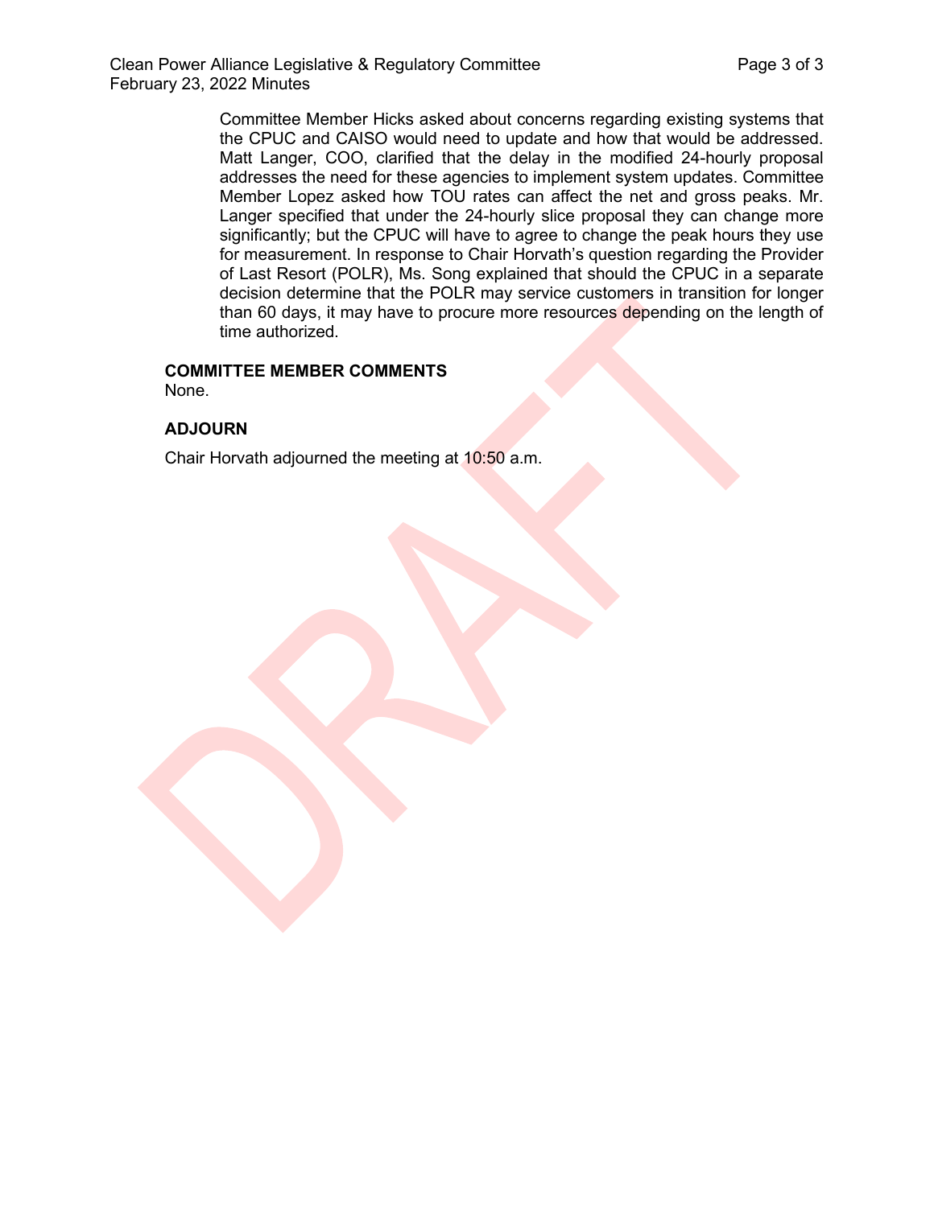Committee Member Hicks asked about concerns regarding existing systems that the CPUC and CAISO would need to update and how that would be addressed. Matt Langer, COO, clarified that the delay in the modified 24-hourly proposal addresses the need for these agencies to implement system updates. Committee Member Lopez asked how TOU rates can affect the net and gross peaks. Mr. Langer specified that under the 24-hourly slice proposal they can change more significantly; but the CPUC will have to agree to change the peak hours they use for measurement. In response to Chair Horvath's question regarding the Provider of Last Resort (POLR), Ms. Song explained that should the CPUC in a separate decision determine that the POLR may service customers in transition for longer than 60 days, it may have to procure more resources depending on the length of time authorized.

**COMMITTEE MEMBER COMMENTS**

None.

**ADJOURN**

Chair Horvath adjourned the meeting at 10:50 a.m.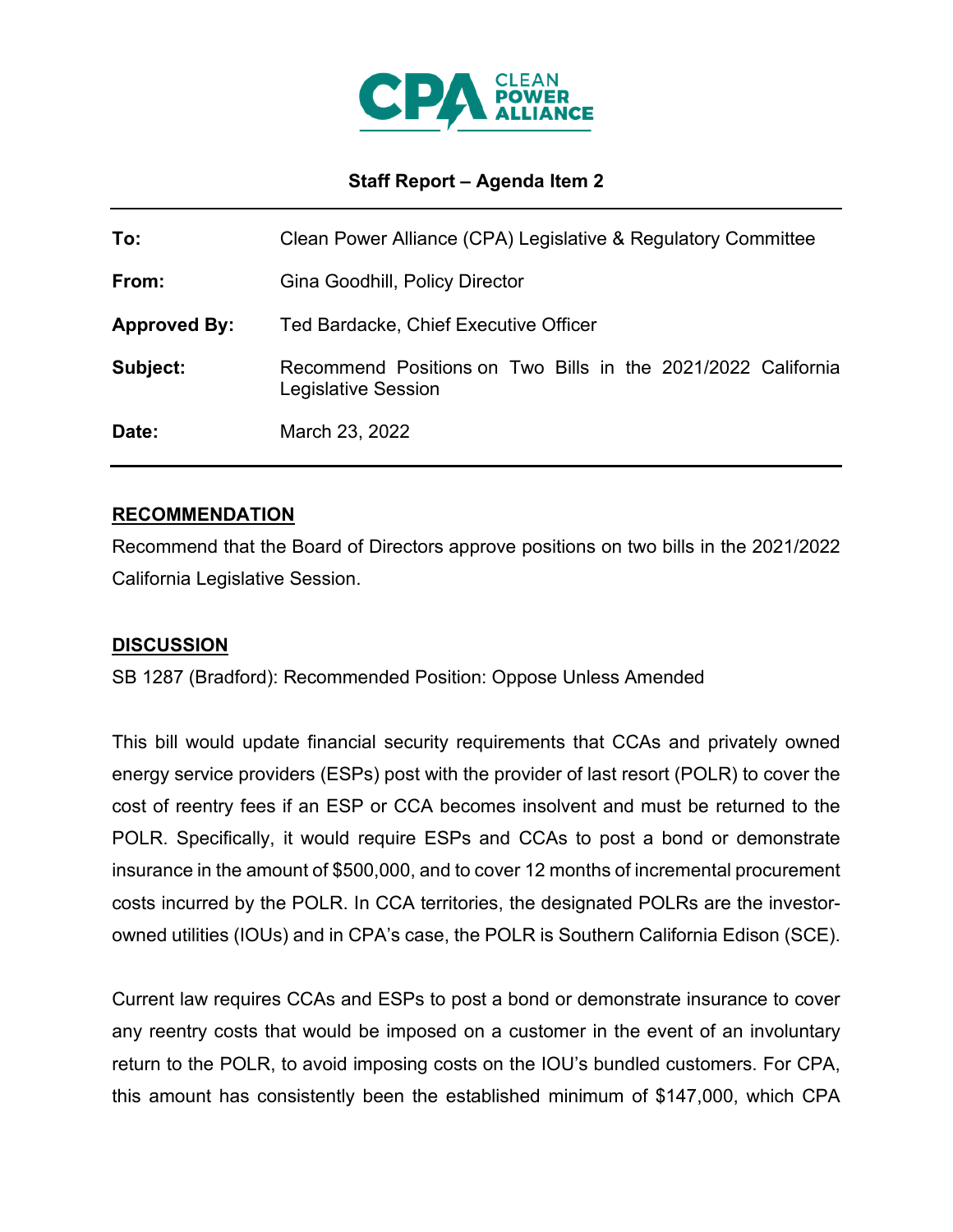**Staff Report – Agenda Item 2**

| | |
|---|---|
| **To:** | Clean Power Alliance (CPA) Legislative & Regulatory Committee |
| **From:** | Gina Goodhill, Policy Director |
| **Approved By:** | Ted Bardacke, Chief Executive Officer |
| **Subject:** | Recommend Positions on Two Bills in the 2021/2022 California Legislative Session |
| **Date:** | March 23, 2022 |

## RECOMMENDATION

Recommend that the Board of Directors approve positions on two bills in the 2021/2022 California Legislative Session.

## DISCUSSION

SB 1287 (Bradford): Recommended Position: Oppose Unless Amended

This bill would update financial security requirements that CCAs and privately owned energy service providers (ESPs) post with the provider of last resort (POLR) to cover the cost of reentry fees if an ESP or CCA becomes insolvent and must be returned to the POLR. Specifically, it would require ESPs and CCAs to post a bond or demonstrate insurance in the amount of $500,000, and to cover 12 months of incremental procurement costs incurred by the POLR. In CCA territories, the designated POLRs are the investor-owned utilities (IOUs) and in CPA's case, the POLR is Southern California Edison (SCE).

Current law requires CCAs and ESPs to post a bond or demonstrate insurance to cover any reentry costs that would be imposed on a customer in the event of an involuntary return to the POLR, to avoid imposing costs on the IOU's bundled customers. For CPA, this amount has consistently been the established minimum of $147,000, which CPA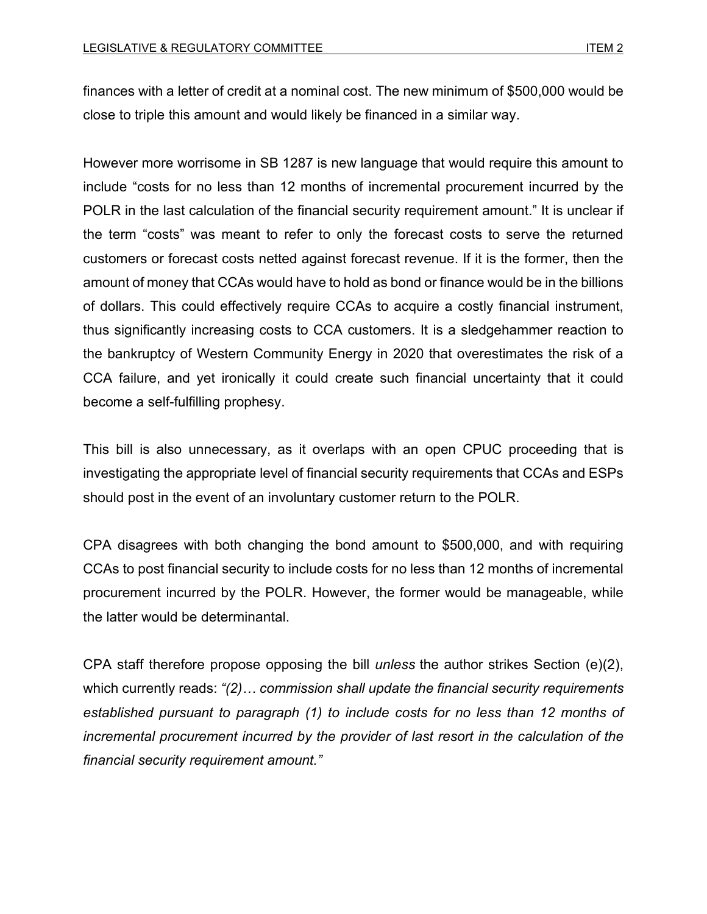finances with a letter of credit at a nominal cost. The new minimum of $500,000 would be close to triple this amount and would likely be financed in a similar way.

However more worrisome in SB 1287 is new language that would require this amount to include "costs for no less than 12 months of incremental procurement incurred by the POLR in the last calculation of the financial security requirement amount." It is unclear if the term "costs" was meant to refer to only the forecast costs to serve the returned customers or forecast costs netted against forecast revenue. If it is the former, then the amount of money that CCAs would have to hold as bond or finance would be in the billions of dollars. This could effectively require CCAs to acquire a costly financial instrument, thus significantly increasing costs to CCA customers. It is a sledgehammer reaction to the bankruptcy of Western Community Energy in 2020 that overestimates the risk of a CCA failure, and yet ironically it could create such financial uncertainty that it could become a self-fulfilling prophesy.

This bill is also unnecessary, as it overlaps with an open CPUC proceeding that is investigating the appropriate level of financial security requirements that CCAs and ESPs should post in the event of an involuntary customer return to the POLR.

CPA disagrees with both changing the bond amount to $500,000, and with requiring CCAs to post financial security to include costs for no less than 12 months of incremental procurement incurred by the POLR. However, the former would be manageable, while the latter would be determinantal.

CPA staff therefore propose opposing the bill *unless* the author strikes Section (e)(2), which currently reads: *"(2)… commission shall update the financial security requirements established pursuant to paragraph (1) to include costs for no less than 12 months of incremental procurement incurred by the provider of last resort in the calculation of the financial security requirement amount."*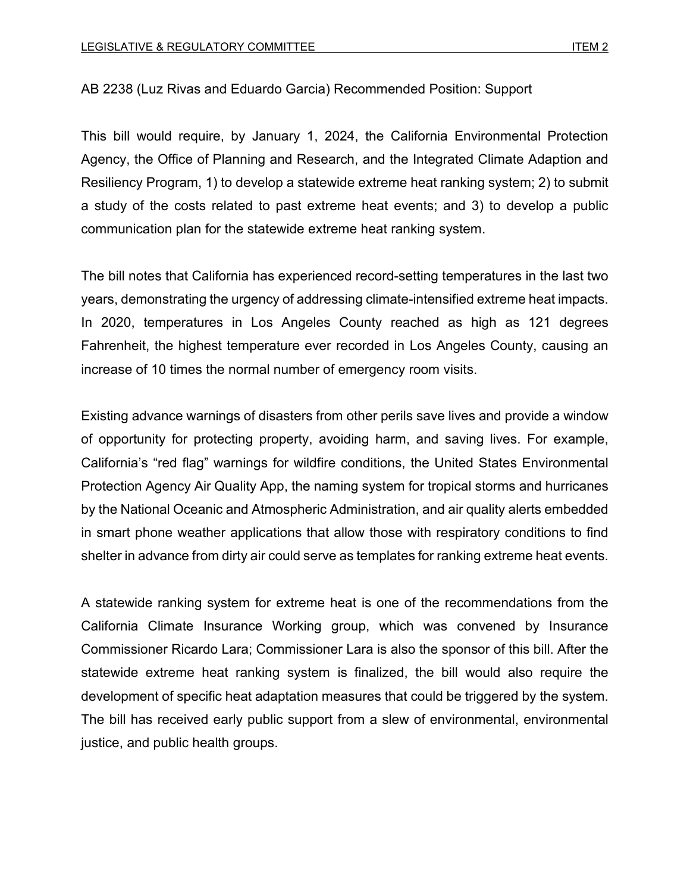AB 2238 (Luz Rivas and Eduardo Garcia) Recommended Position: Support

This bill would require, by January 1, 2024, the California Environmental Protection Agency, the Office of Planning and Research, and the Integrated Climate Adaption and Resiliency Program, 1) to develop a statewide extreme heat ranking system; 2) to submit a study of the costs related to past extreme heat events; and 3) to develop a public communication plan for the statewide extreme heat ranking system.

The bill notes that California has experienced record-setting temperatures in the last two years, demonstrating the urgency of addressing climate-intensified extreme heat impacts. In 2020, temperatures in Los Angeles County reached as high as 121 degrees Fahrenheit, the highest temperature ever recorded in Los Angeles County, causing an increase of 10 times the normal number of emergency room visits.

Existing advance warnings of disasters from other perils save lives and provide a window of opportunity for protecting property, avoiding harm, and saving lives. For example, California's "red flag" warnings for wildfire conditions, the United States Environmental Protection Agency Air Quality App, the naming system for tropical storms and hurricanes by the National Oceanic and Atmospheric Administration, and air quality alerts embedded in smart phone weather applications that allow those with respiratory conditions to find shelter in advance from dirty air could serve as templates for ranking extreme heat events.

A statewide ranking system for extreme heat is one of the recommendations from the California Climate Insurance Working group, which was convened by Insurance Commissioner Ricardo Lara; Commissioner Lara is also the sponsor of this bill. After the statewide extreme heat ranking system is finalized, the bill would also require the development of specific heat adaptation measures that could be triggered by the system. The bill has received early public support from a slew of environmental, environmental justice, and public health groups.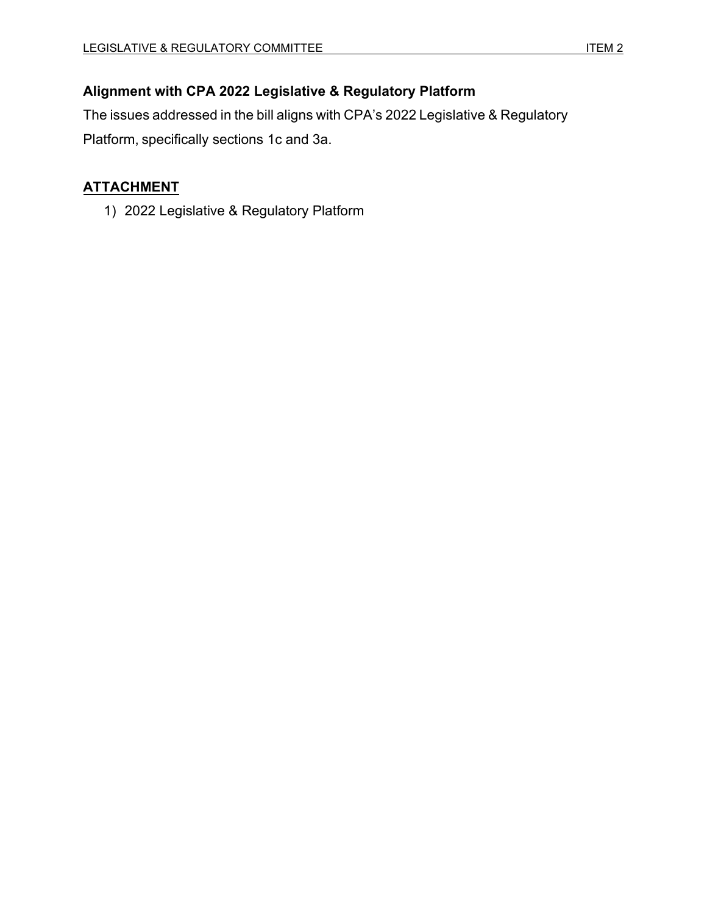**Alignment with CPA 2022 Legislative & Regulatory Platform**

The issues addressed in the bill aligns with CPA's 2022 Legislative & Regulatory Platform, specifically sections 1c and 3a.

**ATTACHMENT**

1) 2022 Legislative & Regulatory Platform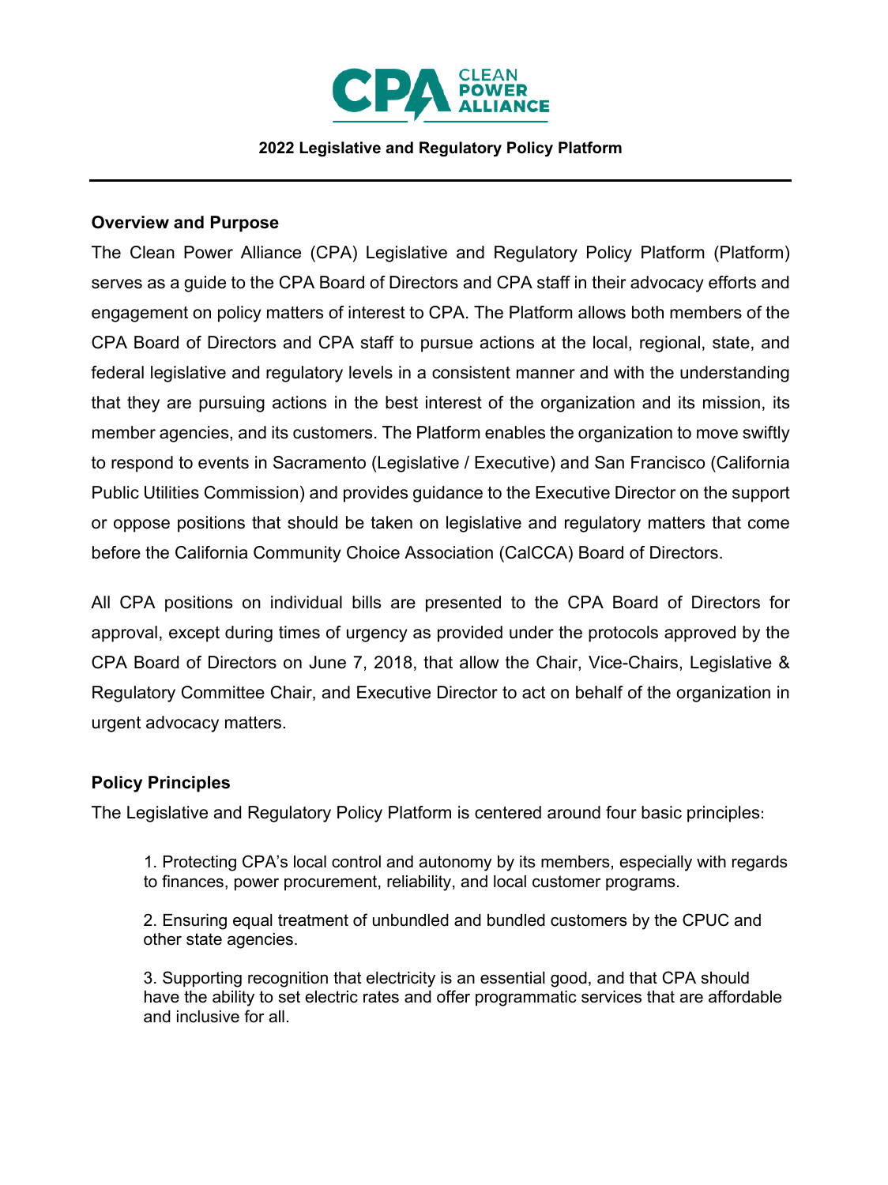**2022 Legislative and Regulatory Policy Platform**

## Overview and Purpose

The Clean Power Alliance (CPA) Legislative and Regulatory Policy Platform (Platform) serves as a guide to the CPA Board of Directors and CPA staff in their advocacy efforts and engagement on policy matters of interest to CPA. The Platform allows both members of the CPA Board of Directors and CPA staff to pursue actions at the local, regional, state, and federal legislative and regulatory levels in a consistent manner and with the understanding that they are pursuing actions in the best interest of the organization and its mission, its member agencies, and its customers. The Platform enables the organization to move swiftly to respond to events in Sacramento (Legislative / Executive) and San Francisco (California Public Utilities Commission) and provides guidance to the Executive Director on the support or oppose positions that should be taken on legislative and regulatory matters that come before the California Community Choice Association (CalCCA) Board of Directors.

All CPA positions on individual bills are presented to the CPA Board of Directors for approval, except during times of urgency as provided under the protocols approved by the CPA Board of Directors on June 7, 2018, that allow the Chair, Vice-Chairs, Legislative & Regulatory Committee Chair, and Executive Director to act on behalf of the organization in urgent advocacy matters.

## Policy Principles

The Legislative and Regulatory Policy Platform is centered around four basic principles:

1. Protecting CPA's local control and autonomy by its members, especially with regards to finances, power procurement, reliability, and local customer programs.

2. Ensuring equal treatment of unbundled and bundled customers by the CPUC and other state agencies.

3. Supporting recognition that electricity is an essential good, and that CPA should have the ability to set electric rates and offer programmatic services that are affordable and inclusive for all.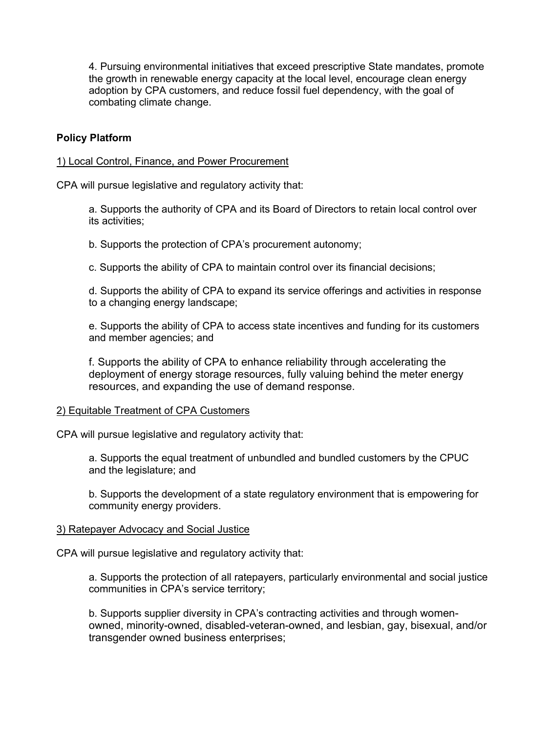4. Pursuing environmental initiatives that exceed prescriptive State mandates, promote the growth in renewable energy capacity at the local level, encourage clean energy adoption by CPA customers, and reduce fossil fuel dependency, with the goal of combating climate change.

**Policy Platform**

<u>1) Local Control, Finance, and Power Procurement</u>

CPA will pursue legislative and regulatory activity that:

a. Supports the authority of CPA and its Board of Directors to retain local control over its activities;

b. Supports the protection of CPA's procurement autonomy;

c. Supports the ability of CPA to maintain control over its financial decisions;

d. Supports the ability of CPA to expand its service offerings and activities in response to a changing energy landscape;

e. Supports the ability of CPA to access state incentives and funding for its customers and member agencies; and

f. Supports the ability of CPA to enhance reliability through accelerating the deployment of energy storage resources, fully valuing behind the meter energy resources, and expanding the use of demand response.

<u>2) Equitable Treatment of CPA Customers</u>

CPA will pursue legislative and regulatory activity that:

a. Supports the equal treatment of unbundled and bundled customers by the CPUC and the legislature; and

b. Supports the development of a state regulatory environment that is empowering for community energy providers.

<u>3) Ratepayer Advocacy and Social Justice</u>

CPA will pursue legislative and regulatory activity that:

a. Supports the protection of all ratepayers, particularly environmental and social justice communities in CPA's service territory;

b. Supports supplier diversity in CPA's contracting activities and through women-owned, minority-owned, disabled-veteran-owned, and lesbian, gay, bisexual, and/or transgender owned business enterprises;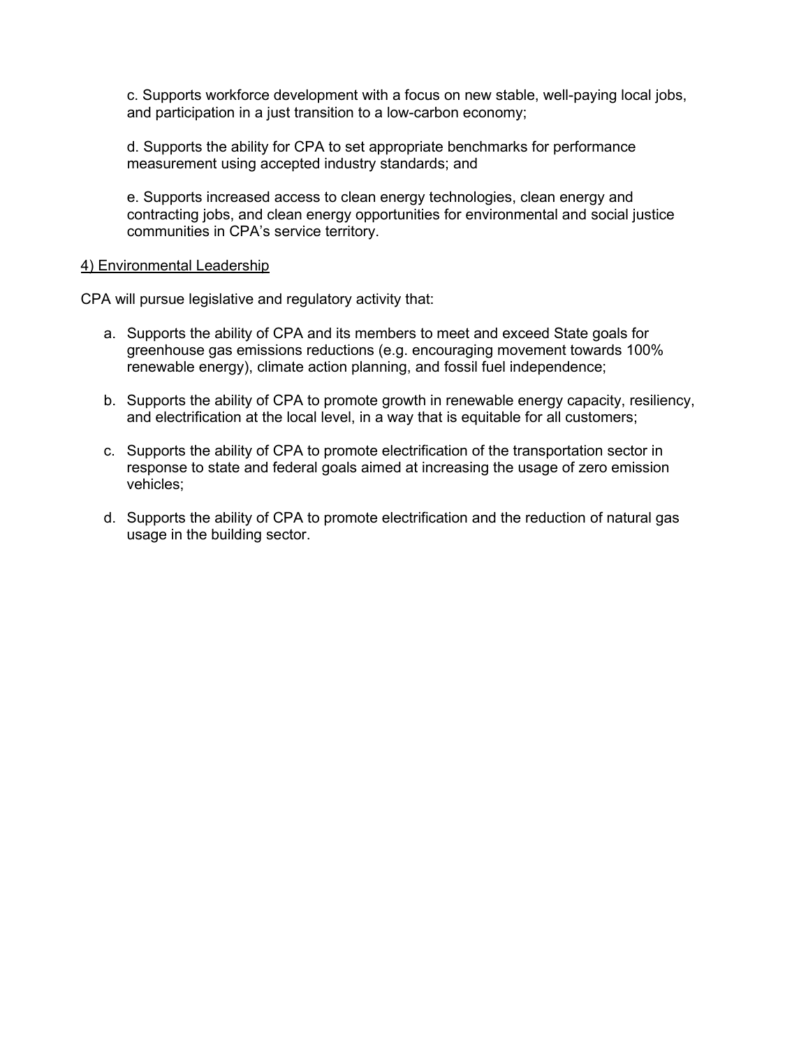c. Supports workforce development with a focus on new stable, well-paying local jobs, and participation in a just transition to a low-carbon economy;

d. Supports the ability for CPA to set appropriate benchmarks for performance measurement using accepted industry standards; and

e. Supports increased access to clean energy technologies, clean energy and contracting jobs, and clean energy opportunities for environmental and social justice communities in CPA's service territory.

<u>4) Environmental Leadership</u>

CPA will pursue legislative and regulatory activity that:

a. Supports the ability of CPA and its members to meet and exceed State goals for greenhouse gas emissions reductions (e.g. encouraging movement towards 100% renewable energy), climate action planning, and fossil fuel independence;

b. Supports the ability of CPA to promote growth in renewable energy capacity, resiliency, and electrification at the local level, in a way that is equitable for all customers;

c. Supports the ability of CPA to promote electrification of the transportation sector in response to state and federal goals aimed at increasing the usage of zero emission vehicles;

d. Supports the ability of CPA to promote electrification and the reduction of natural gas usage in the building sector.